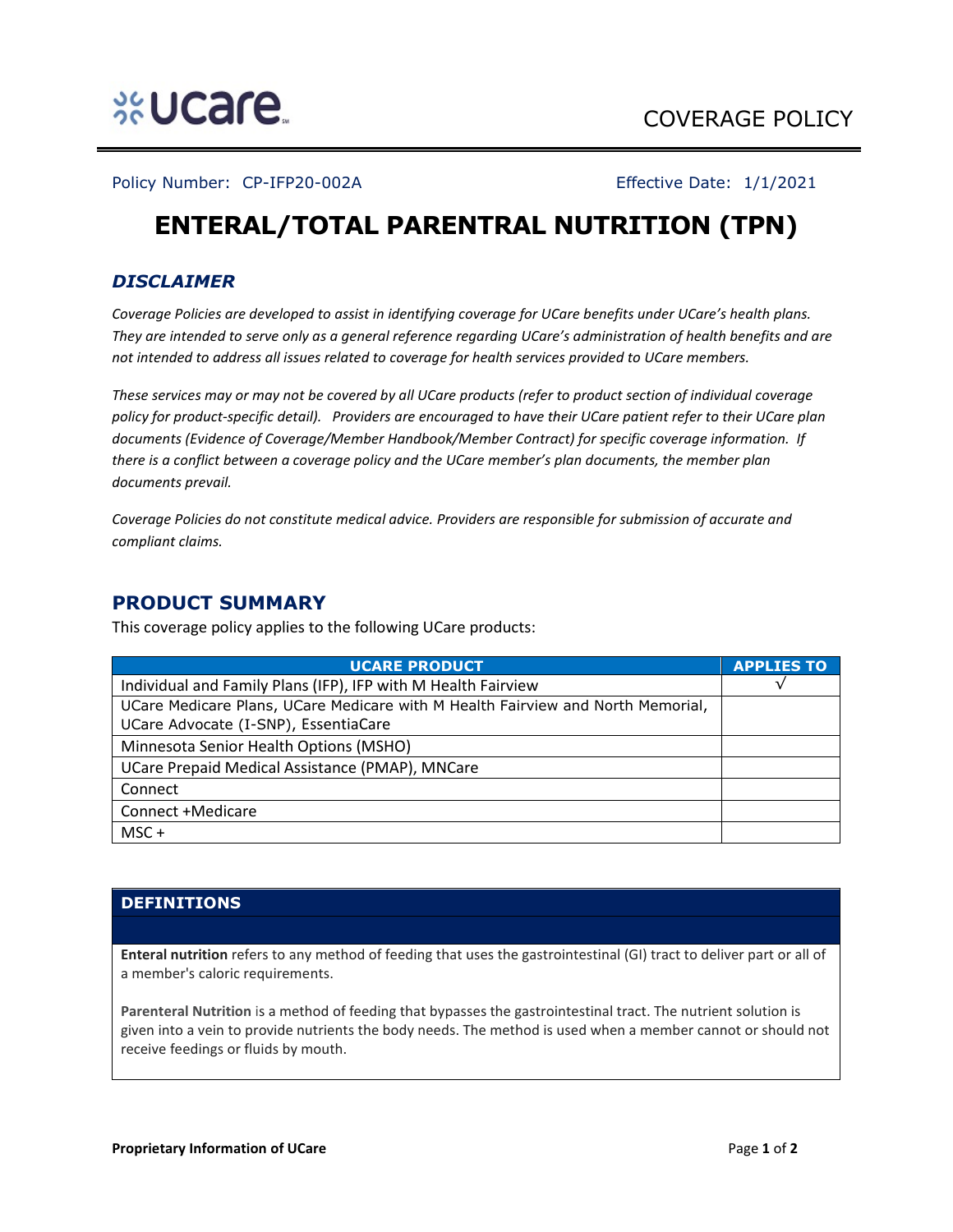ucare

COVERAGE POLICY

Policy Number: CP-IFP20-002A    Effective Date: 1/1/2021

# ENTERAL/TOTAL PARENTRAL NUTRITION (TPN)

## DISCLAIMER

*Coverage Policies are developed to assist in identifying coverage for UCare benefits under UCare's health plans. They are intended to serve only as a general reference regarding UCare's administration of health benefits and are not intended to address all issues related to coverage for health services provided to UCare members.*

*These services may or may not be covered by all UCare products (refer to product section of individual coverage policy for product-specific detail). Providers are encouraged to have their UCare patient refer to their UCare plan documents (Evidence of Coverage/Member Handbook/Member Contract) for specific coverage information. If there is a conflict between a coverage policy and the UCare member's plan documents, the member plan documents prevail.*

*Coverage Policies do not constitute medical advice. Providers are responsible for submission of accurate and compliant claims.*

## PRODUCT SUMMARY

This coverage policy applies to the following UCare products:

| UCARE PRODUCT | APPLIES TO |
|---|---|
| Individual and Family Plans (IFP), IFP with M Health Fairview | √ |
| UCare Medicare Plans, UCare Medicare with M Health Fairview and North Memorial, UCare Advocate (I-SNP), EssentiaCare | |
| Minnesota Senior Health Options (MSHO) | |
| UCare Prepaid Medical Assistance (PMAP), MNCare | |
| Connect | |
| Connect +Medicare | |
| MSC + | |

## DEFINITIONS

**Enteral nutrition** refers to any method of feeding that uses the gastrointestinal (GI) tract to deliver part or all of a member's caloric requirements.

**Parenteral Nutrition** is a method of feeding that bypasses the gastrointestinal tract. The nutrient solution is given into a vein to provide nutrients the body needs. The method is used when a member cannot or should not receive feedings or fluids by mouth.

**Proprietary Information of UCare**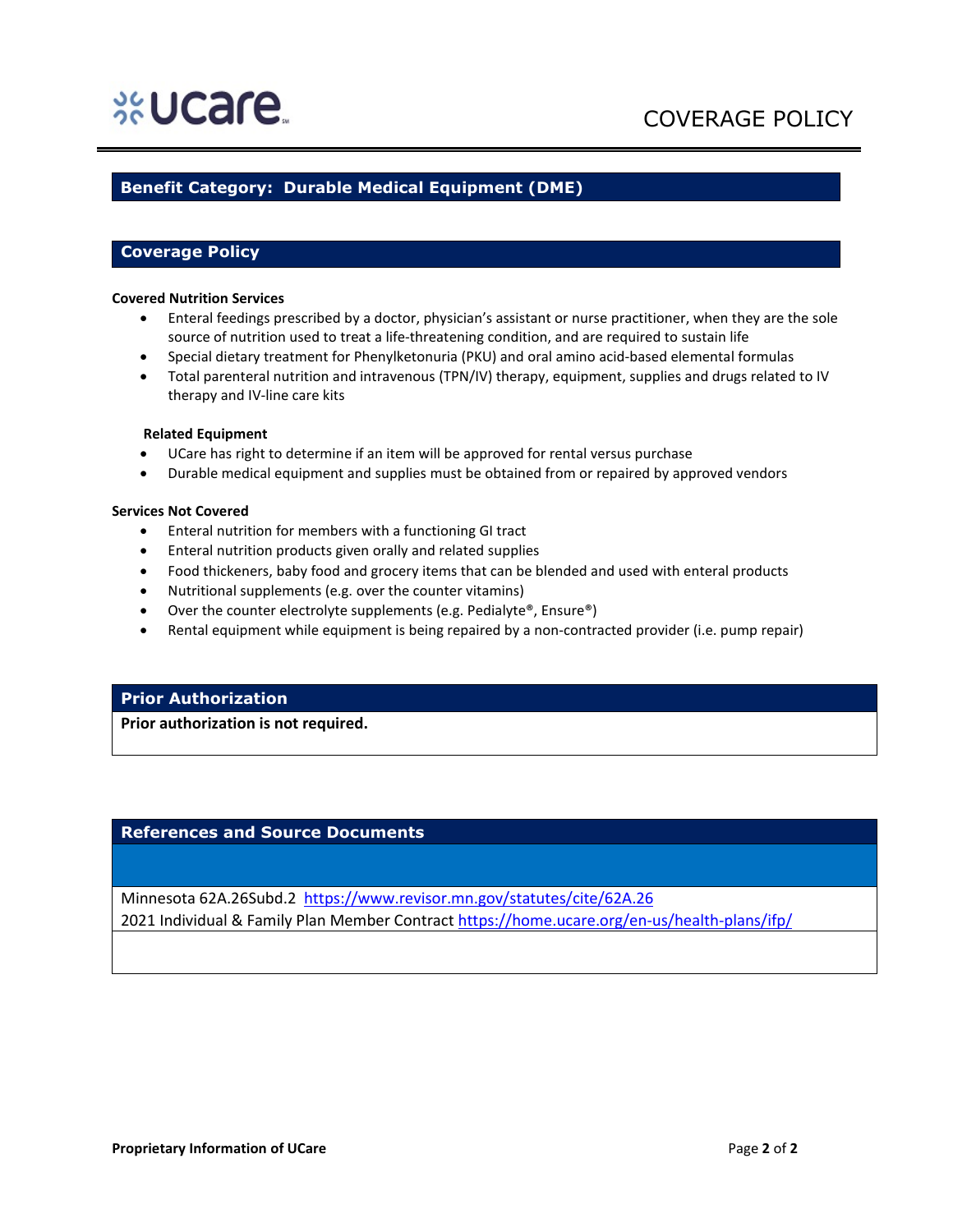# COVERAGE POLICY

## Benefit Category: Durable Medical Equipment (DME)

## Coverage Policy

**Covered Nutrition Services**

- Enteral feedings prescribed by a doctor, physician's assistant or nurse practitioner, when they are the sole source of nutrition used to treat a life-threatening condition, and are required to sustain life
- Special dietary treatment for Phenylketonuria (PKU) and oral amino acid-based elemental formulas
- Total parenteral nutrition and intravenous (TPN/IV) therapy, equipment, supplies and drugs related to IV therapy and IV-line care kits

**Related Equipment**

- UCare has right to determine if an item will be approved for rental versus purchase
- Durable medical equipment and supplies must be obtained from or repaired by approved vendors

**Services Not Covered**

- Enteral nutrition for members with a functioning GI tract
- Enteral nutrition products given orally and related supplies
- Food thickeners, baby food and grocery items that can be blended and used with enteral products
- Nutritional supplements (e.g. over the counter vitamins)
- Over the counter electrolyte supplements (e.g. Pedialyte®, Ensure®)
- Rental equipment while equipment is being repaired by a non-contracted provider (i.e. pump repair)

## Prior Authorization

**Prior authorization is not required.**

## References and Source Documents

Minnesota 62A.26Subd.2 https://www.revisor.mn.gov/statutes/cite/62A.26
2021 Individual & Family Plan Member Contract https://home.ucare.org/en-us/health-plans/ifp/

**Proprietary Information of UCare**